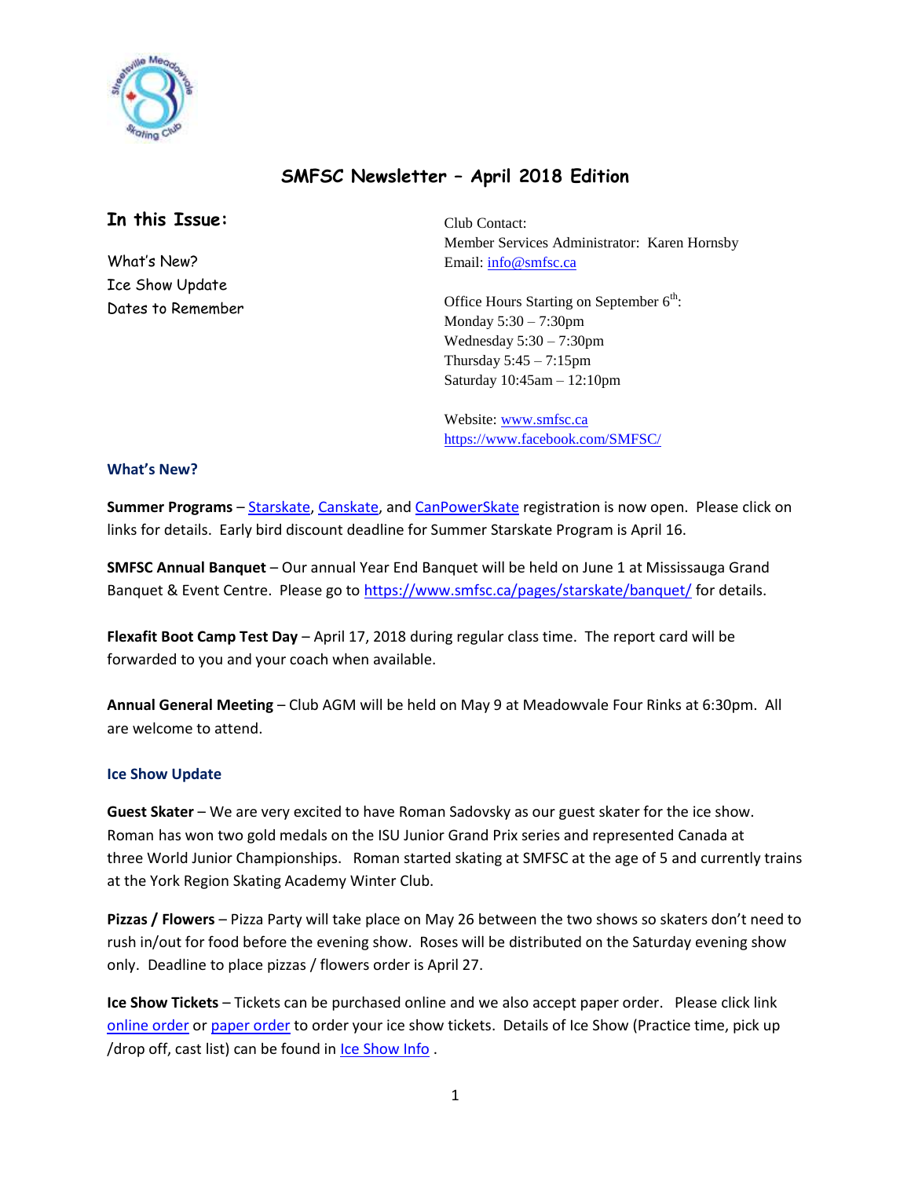# SMFSC Newsletter – April 2018 Edition

## In this Issue:

What's New?
Ice Show Update
Dates to Remember

Club Contact:
Member Services Administrator: Karen Hornsby
Email: info@smfsc.ca

Office Hours Starting on September 6th:
Monday 5:30 – 7:30pm
Wednesday 5:30 – 7:30pm
Thursday 5:45 – 7:15pm
Saturday 10:45am – 12:10pm

Website: www.smfsc.ca
https://www.facebook.com/SMFSC/

### What's New?

**Summer Programs** – Starskate, Canskate, and CanPowerSkate registration is now open. Please click on links for details. Early bird discount deadline for Summer Starskate Program is April 16.

**SMFSC Annual Banquet** – Our annual Year End Banquet will be held on June 1 at Mississauga Grand Banquet & Event Centre. Please go to https://www.smfsc.ca/pages/starskate/banquet/ for details.

**Flexafit Boot Camp Test Day** – April 17, 2018 during regular class time. The report card will be forwarded to you and your coach when available.

**Annual General Meeting** – Club AGM will be held on May 9 at Meadowvale Four Rinks at 6:30pm. All are welcome to attend.

### Ice Show Update

**Guest Skater** – We are very excited to have Roman Sadovsky as our guest skater for the ice show. Roman has won two gold medals on the ISU Junior Grand Prix series and represented Canada at three World Junior Championships. Roman started skating at SMFSC at the age of 5 and currently trains at the York Region Skating Academy Winter Club.

**Pizzas / Flowers** – Pizza Party will take place on May 26 between the two shows so skaters don't need to rush in/out for food before the evening show. Roses will be distributed on the Saturday evening show only. Deadline to place pizzas / flowers order is April 27.

**Ice Show Tickets** – Tickets can be purchased online and we also accept paper order. Please click link online order or paper order to order your ice show tickets. Details of Ice Show (Practice time, pick up /drop off, cast list) can be found in Ice Show Info .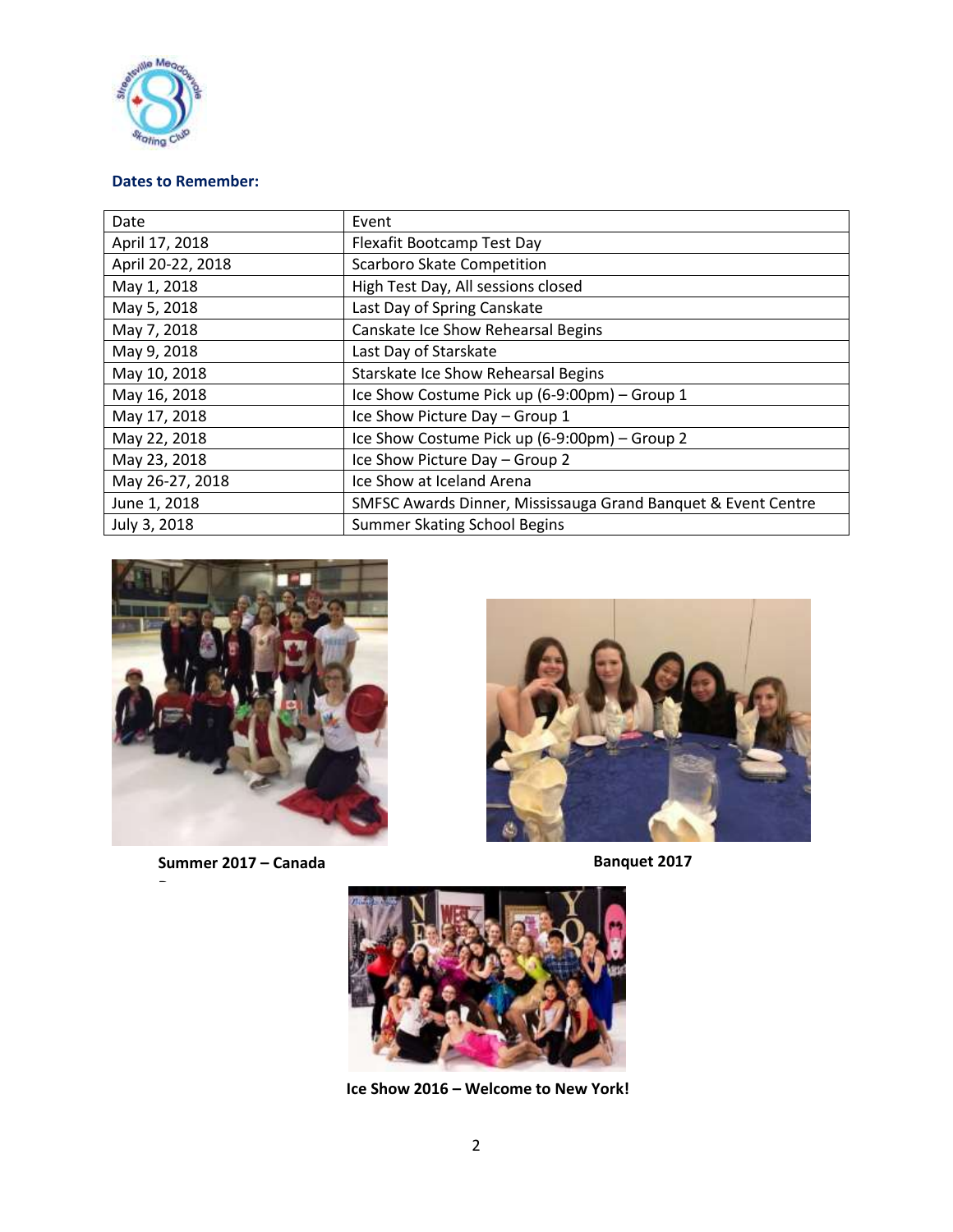### Dates to Remember:

| Date | Event |
|---|---|
| April 17, 2018 | Flexafit Bootcamp Test Day |
| April 20-22, 2018 | Scarboro Skate Competition |
| May 1, 2018 | High Test Day, All sessions closed |
| May 5, 2018 | Last Day of Spring Canskate |
| May 7, 2018 | Canskate Ice Show Rehearsal Begins |
| May 9, 2018 | Last Day of Starskate |
| May 10, 2018 | Starskate Ice Show Rehearsal Begins |
| May 16, 2018 | Ice Show Costume Pick up (6-9:00pm) – Group 1 |
| May 17, 2018 | Ice Show Picture Day – Group 1 |
| May 22, 2018 | Ice Show Costume Pick up (6-9:00pm) – Group 2 |
| May 23, 2018 | Ice Show Picture Day – Group 2 |
| May 26-27, 2018 | Ice Show at Iceland Arena |
| June 1, 2018 | SMFSC Awards Dinner, Mississauga Grand Banquet & Event Centre |
| July 3, 2018 | Summer Skating School Begins |

**Summer 2017 – Canada**

**Banquet 2017**

**Ice Show 2016 – Welcome to New York!**